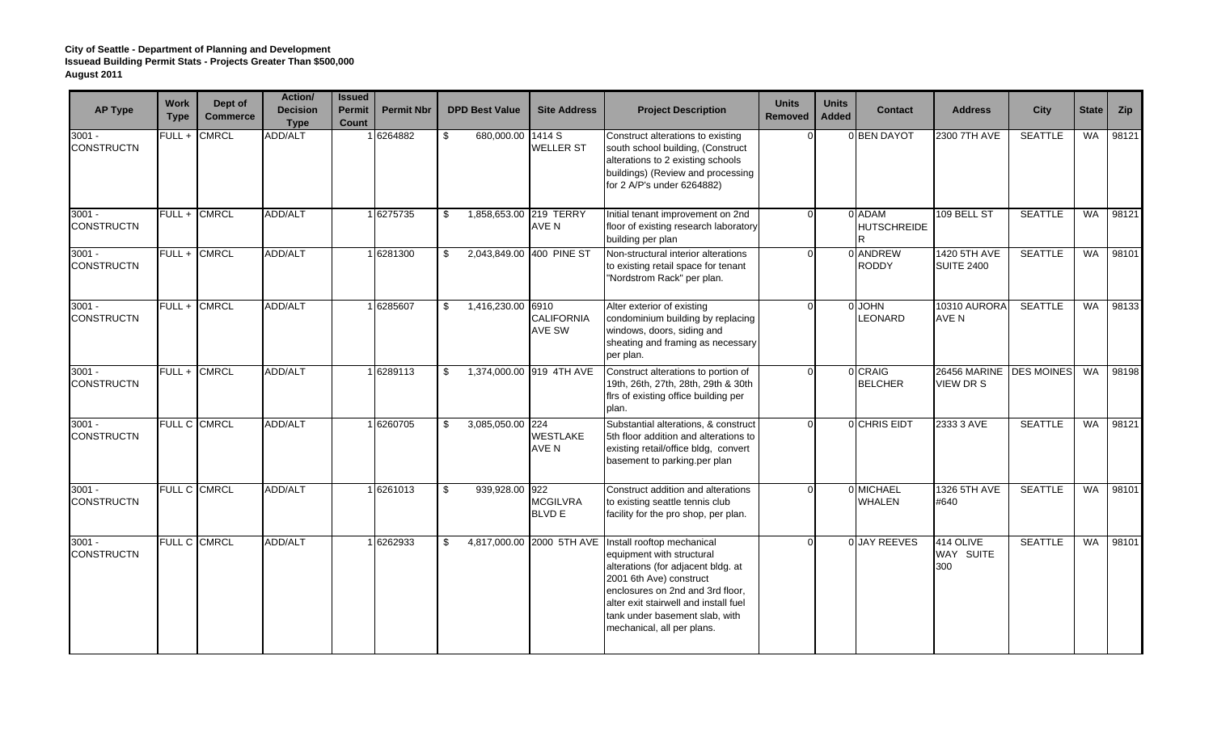**City of Seattle - Department of Planning and Development**
**Issuead Building Permit Stats - Projects Greater Than $500,000**
**August 2011**

| AP Type | Work Type | Dept of Commerce | Action/ Decision Type | Issued Permit Count | Permit Nbr | DPD Best Value | Site Address | Project Description | Units Removed | Units Added | Contact | Address | City | State | Zip |
|---|---|---|---|---|---|---|---|---|---|---|---|---|---|---|---|
| 3001 - CONSTRUCTN | FULL + | CMRCL | ADD/ALT | 1 | 6264882 | $ 680,000.00 | 1414 S WELLER ST | Construct alterations to existing south school building, (Construct alterations to 2 existing schools buildings) (Review and processing for 2 A/P's under 6264882) | 0 | 0 | BEN DAYOT | 2300 7TH AVE | SEATTLE | WA | 98121 |
| 3001 - CONSTRUCTN | FULL + | CMRCL | ADD/ALT | 1 | 6275735 | $ 1,858,653.00 | 219 TERRY AVE N | Initial tenant improvement on 2nd floor of existing research laboratory building per plan | 0 | 0 | ADAM HUTSCHREIDER | 109 BELL ST | SEATTLE | WA | 98121 |
| 3001 - CONSTRUCTN | FULL + | CMRCL | ADD/ALT | 1 | 6281300 | $ 2,043,849.00 | 400 PINE ST | Non-structural interior alterations to existing retail space for tenant "Nordstrom Rack" per plan. | 0 | 0 | ANDREW RODDY | 1420 5TH AVE SUITE 2400 | SEATTLE | WA | 98101 |
| 3001 - CONSTRUCTN | FULL + | CMRCL | ADD/ALT | 1 | 6285607 | $ 1,416,230.00 | 6910 CALIFORNIA AVE SW | Alter exterior of existing condominium building by replacing windows, doors, siding and sheating and framing as necessary per plan. | 0 | 0 | JOHN LEONARD | 10310 AURORA AVE N | SEATTLE | WA | 98133 |
| 3001 - CONSTRUCTN | FULL + | CMRCL | ADD/ALT | 1 | 6289113 | $ 1,374,000.00 | 919 4TH AVE | Construct alterations to portion of 19th, 26th, 27th, 28th, 29th & 30th flrs of existing office building per plan. | 0 | 0 | CRAIG BELCHER | 26456 MARINE VIEW DR S | DES MOINES | WA | 98198 |
| 3001 - CONSTRUCTN | FULL C | CMRCL | ADD/ALT | 1 | 6260705 | $ 3,085,050.00 | 224 WESTLAKE AVE N | Substantial alterations, & construct 5th floor addition and alterations to existing retail/office bldg, convert basement to parking.per plan | 0 | 0 | CHRIS EIDT | 2333 3 AVE | SEATTLE | WA | 98121 |
| 3001 - CONSTRUCTN | FULL C | CMRCL | ADD/ALT | 1 | 6261013 | $ 939,928.00 | 922 MCGILVRA BLVD E | Construct addition and alterations to existing seattle tennis club facility for the pro shop, per plan. | 0 | 0 | MICHAEL WHALEN | 1326 5TH AVE #640 | SEATTLE | WA | 98101 |
| 3001 - CONSTRUCTN | FULL C | CMRCL | ADD/ALT | 1 | 6262933 | $ 4,817,000.00 | 2000 5TH AVE | Install rooftop mechanical equipment with structural alterations (for adjacent bldg. at 2001 6th Ave) construct enclosures on 2nd and 3rd floor, alter exit stairwell and install fuel tank under basement slab, with mechanical, all per plans. | 0 | 0 | JAY REEVES | 414 OLIVE WAY SUITE 300 | SEATTLE | WA | 98101 |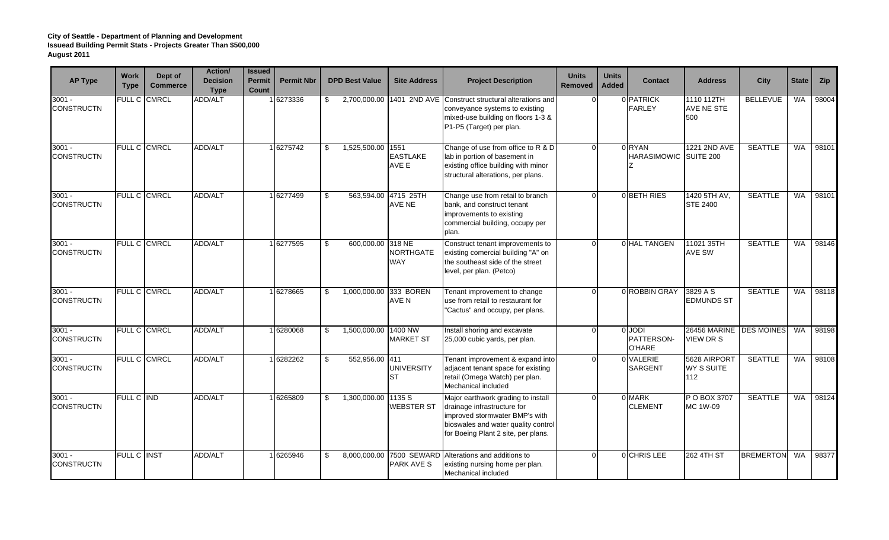**City of Seattle - Department of Planning and Development**
**Issuead Building Permit Stats - Projects Greater Than $500,000**
**August 2011**

| AP Type | Work Type | Dept of Commerce | Action/ Decision Type | Issued Permit Count | Permit Nbr | DPD Best Value | Site Address | Project Description | Units Removed | Units Added | Contact | Address | City | State | Zip |
|---|---|---|---|---|---|---|---|---|---|---|---|---|---|---|---|
| 3001 - CONSTRUCTN | FULL C | CMRCL | ADD/ALT | 1 | 6273336 | $ 2,700,000.00 | 1401 2ND AVE | Construct structural alterations and conveyance systems to existing mixed-use building on floors 1-3 & P1-P5 (Target) per plan. | 0 | 0 | PATRICK FARLEY | 1110 112TH AVE NE STE 500 | BELLEVUE | WA | 98004 |
| 3001 - CONSTRUCTN | FULL C | CMRCL | ADD/ALT | 1 | 6275742 | $ 1,525,500.00 | 1551 EASTLAKE AVE E | Change of use from office to R & D lab in portion of basement in existing office building with minor structural alterations, per plans. | 0 | 0 | RYAN HARASIMOWICZ | 1221 2ND AVE SUITE 200 | SEATTLE | WA | 98101 |
| 3001 - CONSTRUCTN | FULL C | CMRCL | ADD/ALT | 1 | 6277499 | $ 563,594.00 | 4715 25TH AVE NE | Change use from retail to branch bank, and construct tenant improvements to existing commercial building, occupy per plan. | 0 | 0 | BETH RIES | 1420 5TH AV, STE 2400 | SEATTLE | WA | 98101 |
| 3001 - CONSTRUCTN | FULL C | CMRCL | ADD/ALT | 1 | 6277595 | $ 600,000.00 | 318 NE NORTHGATE WAY | Construct tenant improvements to existing comercial building "A" on the southeast side of the street level, per plan. (Petco) | 0 | 0 | HAL TANGEN | 11021 35TH AVE SW | SEATTLE | WA | 98146 |
| 3001 - CONSTRUCTN | FULL C | CMRCL | ADD/ALT | 1 | 6278665 | $ 1,000,000.00 | 333 BOREN AVE N | Tenant improvement to change use from retail to restaurant for "Cactus" and occupy, per plans. | 0 | 0 | ROBBIN GRAY | 3829 A S EDMUNDS ST | SEATTLE | WA | 98118 |
| 3001 - CONSTRUCTN | FULL C | CMRCL | ADD/ALT | 1 | 6280068 | $ 1,500,000.00 | 1400 NW MARKET ST | Install shoring and excavate 25,000 cubic yards, per plan. | 0 | 0 | JODI PATTERSON-O'HARE | 26456 MARINE VIEW DR S | DES MOINES | WA | 98198 |
| 3001 - CONSTRUCTN | FULL C | CMRCL | ADD/ALT | 1 | 6282262 | $ 552,956.00 | 411 UNIVERSITY ST | Tenant improvement & expand into adjacent tenant space for existing retail (Omega Watch) per plan. Mechanical included | 0 | 0 | VALERIE SARGENT | 5628 AIRPORT WY S SUITE 112 | SEATTLE | WA | 98108 |
| 3001 - CONSTRUCTN | FULL C | IND | ADD/ALT | 1 | 6265809 | $ 1,300,000.00 | 1135 S WEBSTER ST | Major earthwork grading to install drainage infrastructure for improved stormwater BMP's with bioswales and water quality control for Boeing Plant 2 site, per plans. | 0 | 0 | MARK CLEMENT | P O BOX 3707 MC 1W-09 | SEATTLE | WA | 98124 |
| 3001 - CONSTRUCTN | FULL C | INST | ADD/ALT | 1 | 6265946 | $ 8,000,000.00 | 7500 SEWARD PARK AVE S | Alterations and additions to existing nursing home per plan. Mechanical included | 0 | 0 | CHRIS LEE | 262 4TH ST | BREMERTON | WA | 98377 |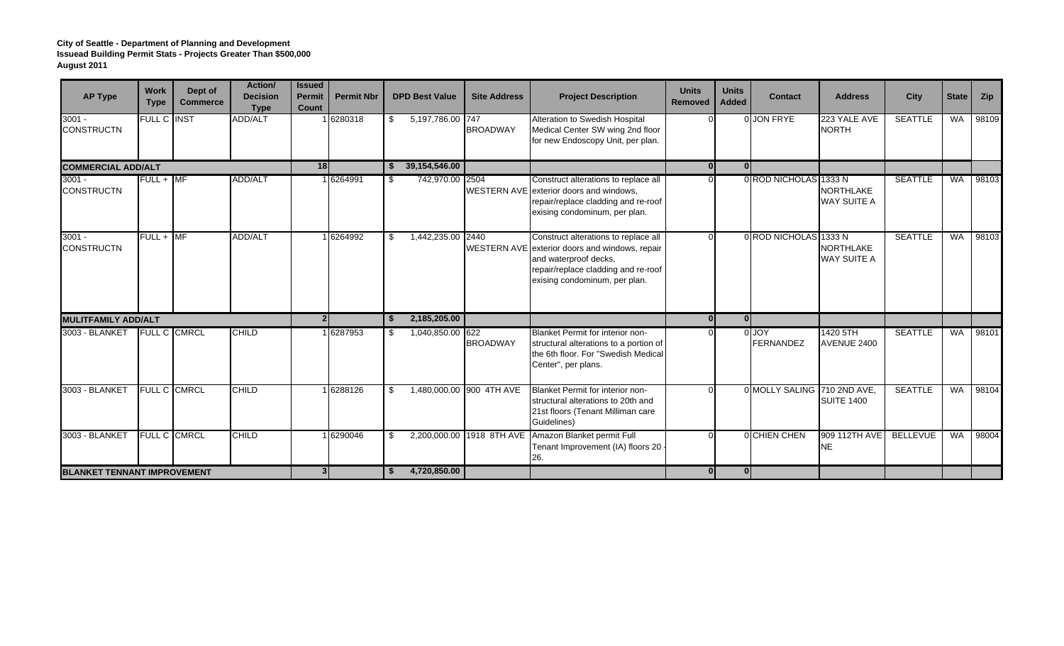**City of Seattle - Department of Planning and Development**
**Issuead Building Permit Stats - Projects Greater Than $500,000**
**August 2011**

| AP Type | Work Type | Dept of Commerce | Action/ Decision Type | Issued Permit Count | Permit Nbr | DPD Best Value | Site Address | Project Description | Units Removed | Units Added | Contact | Address | City | State | Zip |
|---|---|---|---|---|---|---|---|---|---|---|---|---|---|---|---|
| 3001 - CONSTRUCTN | FULL C | INST | ADD/ALT | 1 | 6280318 | $ 5,197,786.00 | 747 BROADWAY | Alteration to Swedish Hospital Medical Center SW wing 2nd floor for new Endoscopy Unit, per plan. | 0 | 0 | JON FRYE | 223 YALE AVE NORTH | SEATTLE | WA | 98109 |
| **COMMERCIAL ADD/ALT** | | | | **18** | | **$ 39,154,546.00** | | | **0** | **0** | | | | | |
| 3001 - CONSTRUCTN | FULL + | MF | ADD/ALT | 1 | 6264991 | $ 742,970.00 | 2504 WESTERN AVE | Construct alterations to replace all exterior doors and windows, repair/replace cladding and re-roof exising condominum, per plan. | 0 | 0 | ROD NICHOLAS | 1333 N NORTHLAKE WAY SUITE A | SEATTLE | WA | 98103 |
| 3001 - CONSTRUCTN | FULL + | MF | ADD/ALT | 1 | 6264992 | $ 1,442,235.00 | 2440 WESTERN AVE | Construct alterations to replace all exterior doors and windows, repair and waterproof decks, repair/replace cladding and re-roof exising condominum, per plan. | 0 | 0 | ROD NICHOLAS | 1333 N NORTHLAKE WAY SUITE A | SEATTLE | WA | 98103 |
| **MULITFAMILY ADD/ALT** | | | | **2** | | **$ 2,185,205.00** | | | **0** | **0** | | | | | |
| 3003 - BLANKET | FULL C | CMRCL | CHILD | 1 | 6287953 | $ 1,040,850.00 | 622 BROADWAY | Blanket Permit for interior non-structural alterations to a portion of the 6th floor. For "Swedish Medical Center", per plans. | 0 | 0 | JOY FERNANDEZ | 1420 5TH AVENUE 2400 | SEATTLE | WA | 98101 |
| 3003 - BLANKET | FULL C | CMRCL | CHILD | 1 | 6288126 | $ 1,480,000.00 | 900 4TH AVE | Blanket Permit for interior non-structural alterations to 20th and 21st floors (Tenant Milliman care Guidelines) | 0 | 0 | MOLLY SALING | 710 2ND AVE, SUITE 1400 | SEATTLE | WA | 98104 |
| 3003 - BLANKET | FULL C | CMRCL | CHILD | 1 | 6290046 | $ 2,200,000.00 | 1918 8TH AVE | Amazon Blanket permit Full Tenant Improvement (IA) floors 20 - 26. | 0 | 0 | CHIEN CHEN | 909 112TH AVE NE | BELLEVUE | WA | 98004 |
| **BLANKET TENNANT IMPROVEMENT** | | | | **3** | | **$ 4,720,850.00** | | | **0** | **0** | | | | | |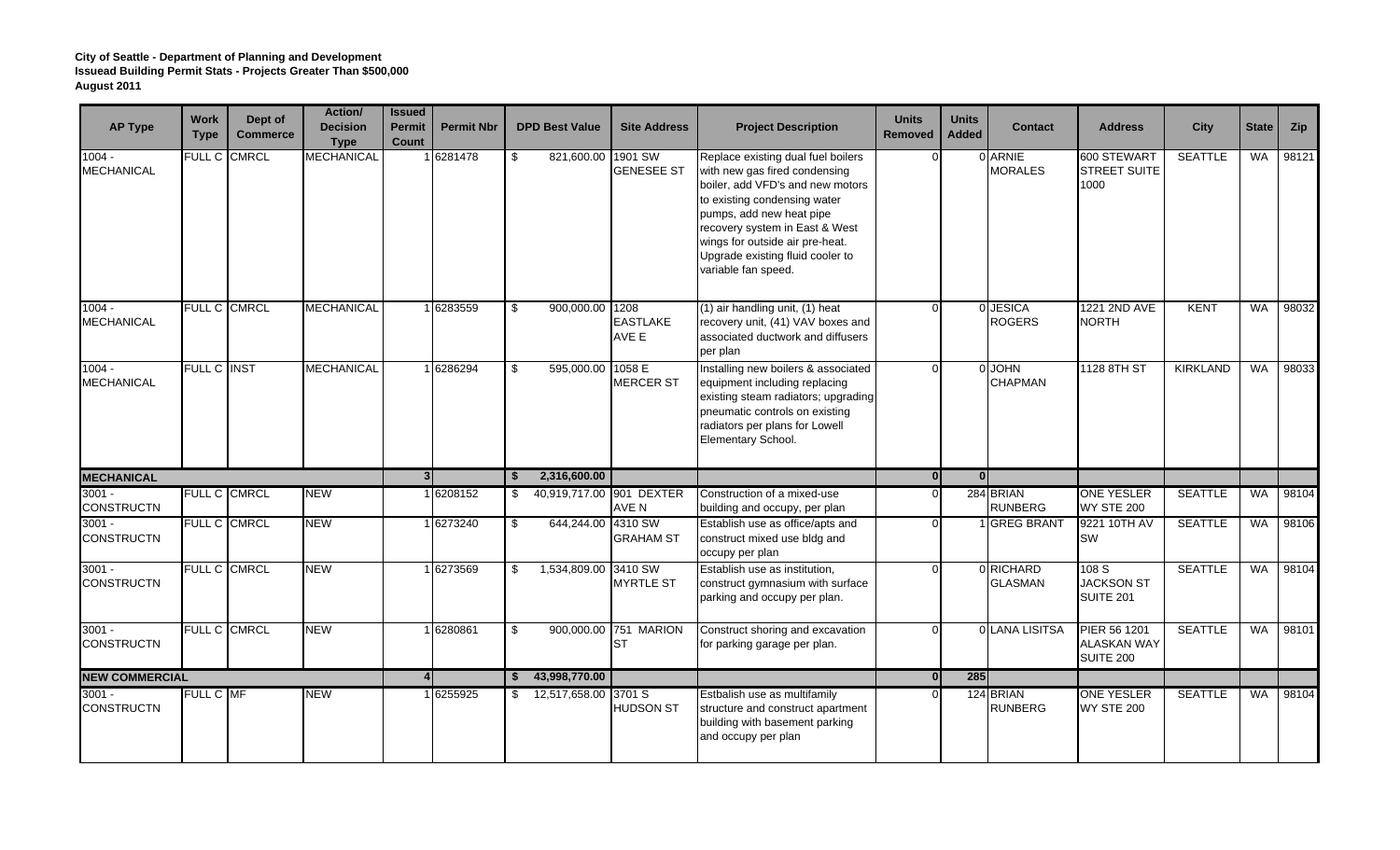**City of Seattle - Department of Planning and Development**
**Issuead Building Permit Stats - Projects Greater Than $500,000**
**August 2011**

| AP Type | Work Type | Dept of Commerce | Action/ Decision Type | Issued Permit Count | Permit Nbr | DPD Best Value | Site Address | Project Description | Units Removed | Units Added | Contact | Address | City | State | Zip |
|---|---|---|---|---|---|---|---|---|---|---|---|---|---|---|---|
| 1004 - MECHANICAL | FULL C | CMRCL | MECHANICAL | 1 | 6281478 | $ 821,600.00 | 1901 SW GENESEE ST | Replace existing dual fuel boilers with new gas fired condensing boiler, add VFD's and new motors to existing condensing water pumps, add new heat pipe recovery system in East & West wings for outside air pre-heat. Upgrade existing fluid cooler to variable fan speed. | 0 | 0 | ARNIE MORALES | 600 STEWART STREET SUITE 1000 | SEATTLE | WA | 98121 |
| 1004 - MECHANICAL | FULL C | CMRCL | MECHANICAL | 1 | 6283559 | $ 900,000.00 | 1208 EASTLAKE AVE E | (1) air handling unit, (1) heat recovery unit, (41) VAV boxes and associated ductwork and diffusers per plan | 0 | 0 | JESICA ROGERS | 1221 2ND AVE NORTH | KENT | WA | 98032 |
| 1004 - MECHANICAL | FULL C | INST | MECHANICAL | 1 | 6286294 | $ 595,000.00 | 1058 E MERCER ST | Installing new boilers & associated equipment including replacing existing steam radiators; upgrading pneumatic controls on existing radiators per plans for Lowell Elementary School. | 0 | 0 | JOHN CHAPMAN | 1128 8TH ST | KIRKLAND | WA | 98033 |
| **MECHANICAL** | | | | **3** | | **$ 2,316,600.00** | | | **0** | **0** | | | | | |
| 3001 - CONSTRUCTN | FULL C | CMRCL | NEW | 1 | 6208152 | $ 40,919,717.00 | 901 DEXTER AVE N | Construction of a mixed-use building and occupy, per plan | 0 | 284 | BRIAN RUNBERG | ONE YESLER WY STE 200 | SEATTLE | WA | 98104 |
| 3001 - CONSTRUCTN | FULL C | CMRCL | NEW | 1 | 6273240 | $ 644,244.00 | 4310 SW GRAHAM ST | Establish use as office/apts and construct mixed use bldg and occupy per plan | 0 | 1 | GREG BRANT | 9221 10TH AV SW | SEATTLE | WA | 98106 |
| 3001 - CONSTRUCTN | FULL C | CMRCL | NEW | 1 | 6273569 | $ 1,534,809.00 | 3410 SW MYRTLE ST | Establish use as institution, construct gymnasium with surface parking and occupy per plan. | 0 | 0 | RICHARD GLASMAN | 108 S JACKSON ST SUITE 201 | SEATTLE | WA | 98104 |
| 3001 - CONSTRUCTN | FULL C | CMRCL | NEW | 1 | 6280861 | $ 900,000.00 | 751 MARION ST | Construct shoring and excavation for parking garage per plan. | 0 | 0 | LANA LISITSA | PIER 56 1201 ALASKAN WAY SUITE 200 | SEATTLE | WA | 98101 |
| **NEW COMMERCIAL** | | | | **4** | | **$ 43,998,770.00** | | | **0** | **285** | | | | | |
| 3001 - CONSTRUCTN | FULL C | MF | NEW | 1 | 6255925 | $ 12,517,658.00 | 3701 S HUDSON ST | Estbalish use as multifamily structure and construct apartment building with basement parking and occupy per plan | 0 | 124 | BRIAN RUNBERG | ONE YESLER WY STE 200 | SEATTLE | WA | 98104 |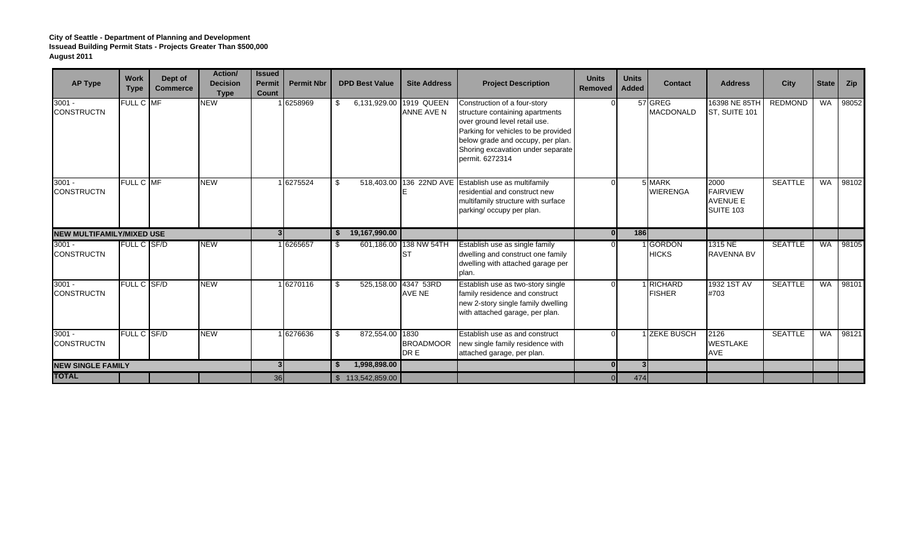**City of Seattle - Department of Planning and Development**
**Issuead Building Permit Stats - Projects Greater Than $500,000**
**August 2011**

| AP Type | Work Type | Dept of Commerce | Action/ Decision Type | Issued Permit Count | Permit Nbr | DPD Best Value | Site Address | Project Description | Units Removed | Units Added | Contact | Address | City | State | Zip |
|---|---|---|---|---|---|---|---|---|---|---|---|---|---|---|---|
| 3001 - CONSTRUCTN | FULL C | MF | NEW | 1 | 6258969 | $ 6,131,929.00 | 1919 QUEEN ANNE AVE N | Construction of a four-story structure containing apartments over ground level retail use. Parking for vehicles to be provided below grade and occupy, per plan. Shoring excavation under separate permit. 6272314 | 0 | 57 | GREG MACDONALD | 16398 NE 85TH ST, SUITE 101 | REDMOND | WA | 98052 |
| 3001 - CONSTRUCTN | FULL C | MF | NEW | 1 | 6275524 | $ 518,403.00 | 136 22ND AVE E | Establish use as multifamily residential and construct new multifamily structure with surface parking/ occupy per plan. | 0 | 5 | MARK WIERENGA | 2000 FAIRVIEW AVENUE E SUITE 103 | SEATTLE | WA | 98102 |
| **NEW MULTIFAMILY/MIXED USE** | | | | **3** | | **$ 19,167,990.00** | | | **0** | **186** | | | | | |
| 3001 - CONSTRUCTN | FULL C | SF/D | NEW | 1 | 6265657 | $ 601,186.00 | 138 NW 54TH ST | Establish use as single family dwelling and construct one family dwelling with attached garage per plan. | 0 | 1 | GORDON HICKS | 1315 NE RAVENNA BV | SEATTLE | WA | 98105 |
| 3001 - CONSTRUCTN | FULL C | SF/D | NEW | 1 | 6270116 | $ 525,158.00 | 4347 53RD AVE NE | Establish use as two-story single family residence and construct new 2-story single family dwelling with attached garage, per plan. | 0 | 1 | RICHARD FISHER | 1932 1ST AV #703 | SEATTLE | WA | 98101 |
| 3001 - CONSTRUCTN | FULL C | SF/D | NEW | 1 | 6276636 | $ 872,554.00 | 1830 BROADMOOR DR E | Establish use as and construct new single family residence with attached garage, per plan. | 0 | 1 | ZEKE BUSCH | 2126 WESTLAKE AVE | SEATTLE | WA | 98121 |
| **NEW SINGLE FAMILY** | | | | **3** | | **$ 1,998,898.00** | | | **0** | **3** | | | | | |
| **TOTAL** | | | | 36 | | $ 113,542,859.00 | | | 0 | 474 | | | | | |